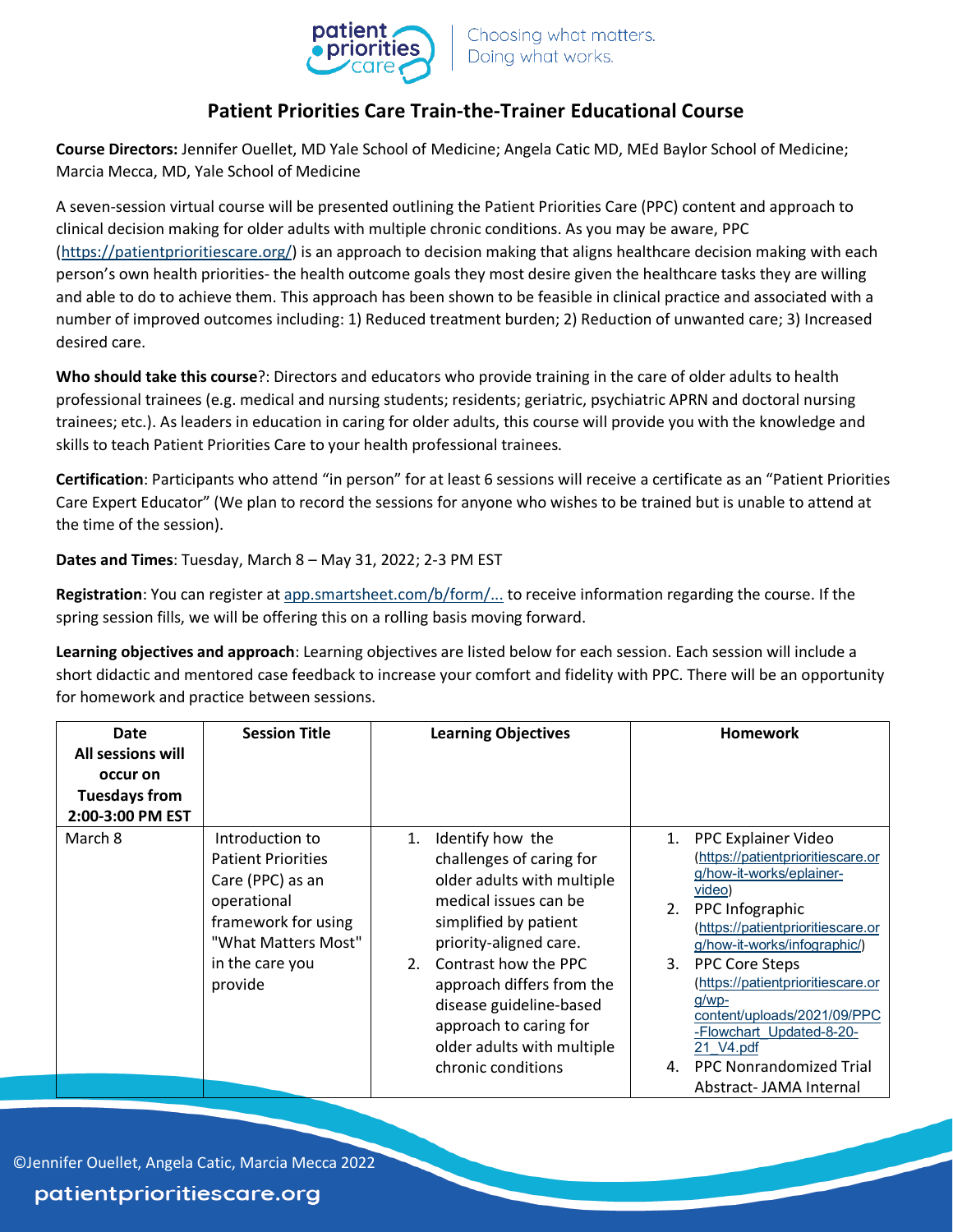patient priorities care | Choosing what matters. Doing what works.

# Patient Priorities Care Train-the-Trainer Educational Course

**Course Directors:** Jennifer Ouellet, MD Yale School of Medicine; Angela Catic MD, MEd Baylor School of Medicine; Marcia Mecca, MD, Yale School of Medicine

A seven-session virtual course will be presented outlining the Patient Priorities Care (PPC) content and approach to clinical decision making for older adults with multiple chronic conditions. As you may be aware, PPC (https://patientprioritiescare.org/) is an approach to decision making that aligns healthcare decision making with each person's own health priorities- the health outcome goals they most desire given the healthcare tasks they are willing and able to do to achieve them. This approach has been shown to be feasible in clinical practice and associated with a number of improved outcomes including: 1) Reduced treatment burden; 2) Reduction of unwanted care; 3) Increased desired care.

**Who should take this course**?: Directors and educators who provide training in the care of older adults to health professional trainees (e.g. medical and nursing students; residents; geriatric, psychiatric APRN and doctoral nursing trainees; etc.). As leaders in education in caring for older adults, this course will provide you with the knowledge and skills to teach Patient Priorities Care to your health professional trainees.

**Certification**: Participants who attend "in person" for at least 6 sessions will receive a certificate as an "Patient Priorities Care Expert Educator" (We plan to record the sessions for anyone who wishes to be trained but is unable to attend at the time of the session).

**Dates and Times**: Tuesday, March 8 – May 31, 2022; 2-3 PM EST

**Registration**: You can register at app.smartsheet.com/b/form/... to receive information regarding the course. If the spring session fills, we will be offering this on a rolling basis moving forward.

**Learning objectives and approach**: Learning objectives are listed below for each session. Each session will include a short didactic and mentored case feedback to increase your comfort and fidelity with PPC. There will be an opportunity for homework and practice between sessions.

| Date All sessions will occur on Tuesdays from 2:00-3:00 PM EST | Session Title | Learning Objectives | Homework |
|---|---|---|---|
| March 8 | Introduction to Patient Priorities Care (PPC) as an operational framework for using "What Matters Most" in the care you provide | 1. Identify how the challenges of caring for older adults with multiple medical issues can be simplified by patient priority-aligned care.<br>2. Contrast how the PPC approach differs from the disease guideline-based approach to caring for older adults with multiple chronic conditions | 1. PPC Explainer Video (https://patientprioritiescare.org/how-it-works/eplainer-video)<br>2. PPC Infographic (https://patientprioritiescare.org/how-it-works/infographic/)<br>3. PPC Core Steps (https://patientprioritiescare.org/wp-content/uploads/2021/09/PPC-Flowchart_Updated-8-20-21_V4.pdf<br>4. PPC Nonrandomized Trial Abstract- JAMA Internal |

©Jennifer Ouellet, Angela Catic, Marcia Mecca 2022

patientprioritiescare.org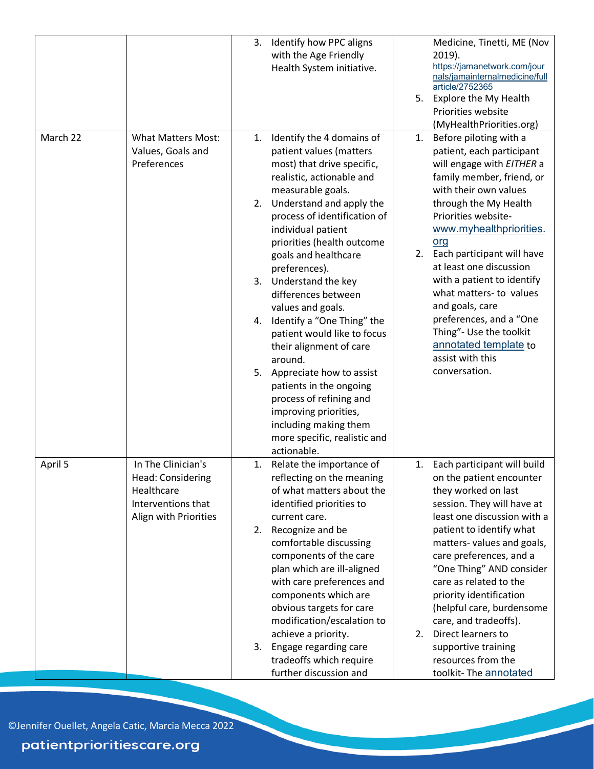| | | 3. Identify how PPC aligns with the Age Friendly Health System initiative. | Medicine, Tinetti, ME (Nov 2019). https://jamanetwork.com/journals/jamainternalmedicine/fullarticle/2752365<br>5. Explore the My Health Priorities website (MyHealthPriorities.org) |
|---|---|---|---|
| March 22 | What Matters Most: Values, Goals and Preferences | 1. Identify the 4 domains of patient values (matters most) that drive specific, realistic, actionable and measurable goals.<br>2. Understand and apply the process of identification of individual patient priorities (health outcome goals and healthcare preferences).<br>3. Understand the key differences between values and goals.<br>4. Identify a "One Thing" the patient would like to focus their alignment of care around.<br>5. Appreciate how to assist patients in the ongoing process of refining and improving priorities, including making them more specific, realistic and actionable. | 1. Before piloting with a patient, each participant will engage with *EITHER* a family member, friend, or with their own values through the My Health Priorities website- www.myhealthpriorities.org<br>2. Each participant will have at least one discussion with a patient to identify what matters- to values and goals, care preferences, and a "One Thing"- Use the toolkit annotated template to assist with this conversation. |
| April 5 | In The Clinician's Head: Considering Healthcare Interventions that Align with Priorities | 1. Relate the importance of reflecting on the meaning of what matters about the identified priorities to current care.<br>2. Recognize and be comfortable discussing components of the care plan which are ill-aligned with care preferences and components which are obvious targets for care modification/escalation to achieve a priority.<br>3. Engage regarding care tradeoffs which require further discussion and | 1. Each participant will build on the patient encounter they worked on last session. They will have at least one discussion with a patient to identify what matters- values and goals, care preferences, and a "One Thing" AND consider care as related to the priority identification (helpful care, burdensome care, and tradeoffs).<br>2. Direct learners to supportive training resources from the toolkit- The annotated |

©Jennifer Ouellet, Angela Catic, Marcia Mecca 2022

patientprioritiescare.org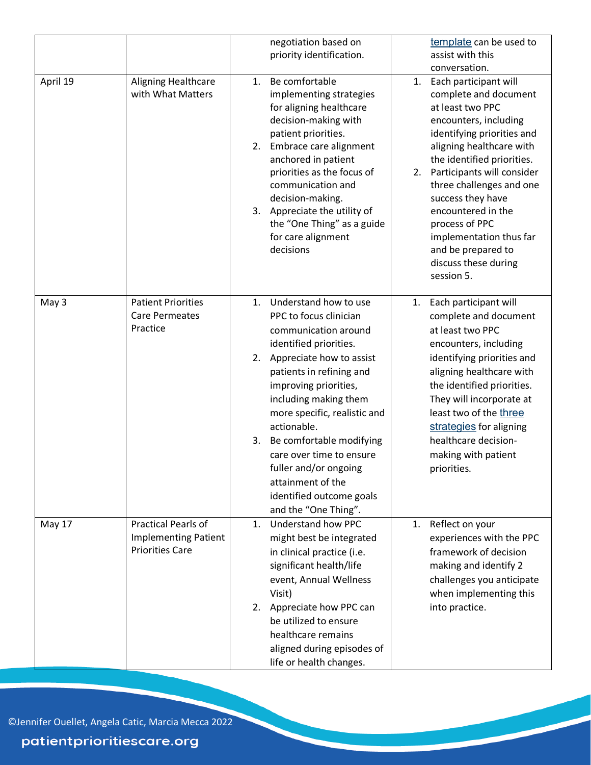| | | negotiation based on priority identification. | template can be used to assist with this conversation. |
|---|---|---|---|
| April 19 | Aligning Healthcare with What Matters | 1. Be comfortable implementing strategies for aligning healthcare decision-making with patient priorities.<br>2. Embrace care alignment anchored in patient priorities as the focus of communication and decision-making.<br>3. Appreciate the utility of the "One Thing" as a guide for care alignment decisions | 1. Each participant will complete and document at least two PPC encounters, including identifying priorities and aligning healthcare with the identified priorities.<br>2. Participants will consider three challenges and one success they have encountered in the process of PPC implementation thus far and be prepared to discuss these during session 5. |
| May 3 | Patient Priorities Care Permeates Practice | 1. Understand how to use PPC to focus clinician communication around identified priorities.<br>2. Appreciate how to assist patients in refining and improving priorities, including making them more specific, realistic and actionable.<br>3. Be comfortable modifying care over time to ensure fuller and/or ongoing attainment of the identified outcome goals and the "One Thing". | 1. Each participant will complete and document at least two PPC encounters, including identifying priorities and aligning healthcare with the identified priorities. They will incorporate at least two of the three strategies for aligning healthcare decision-making with patient priorities. |
| May 17 | Practical Pearls of Implementing Patient Priorities Care | 1. Understand how PPC might best be integrated in clinical practice (i.e. significant health/life event, Annual Wellness Visit)<br>2. Appreciate how PPC can be utilized to ensure healthcare remains aligned during episodes of life or health changes. | 1. Reflect on your experiences with the PPC framework of decision making and identify 2 challenges you anticipate when implementing this into practice. |

©Jennifer Ouellet, Angela Catic, Marcia Mecca 2022

patientprioritiescare.org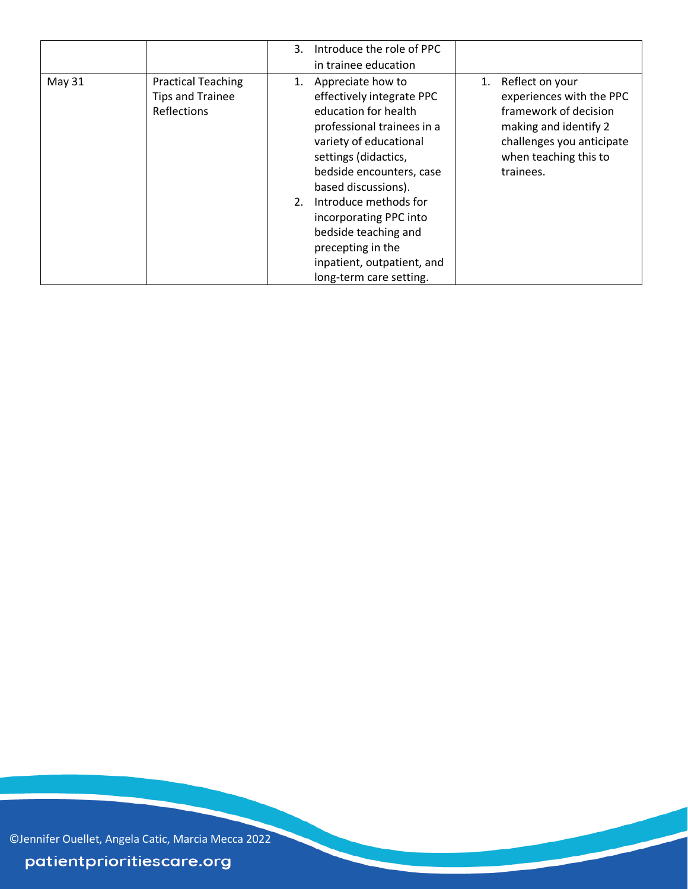| | | | |
|---|---|---|---|
| | | 3. Introduce the role of PPC in trainee education | |
| May 31 | Practical Teaching Tips and Trainee Reflections | 1. Appreciate how to effectively integrate PPC education for health professional trainees in a variety of educational settings (didactics, bedside encounters, case based discussions).<br>2. Introduce methods for incorporating PPC into bedside teaching and precepting in the inpatient, outpatient, and long-term care setting. | 1. Reflect on your experiences with the PPC framework of decision making and identify 2 challenges you anticipate when teaching this to trainees. |

©Jennifer Ouellet, Angela Catic, Marcia Mecca 2022

patientprioritiescare.org